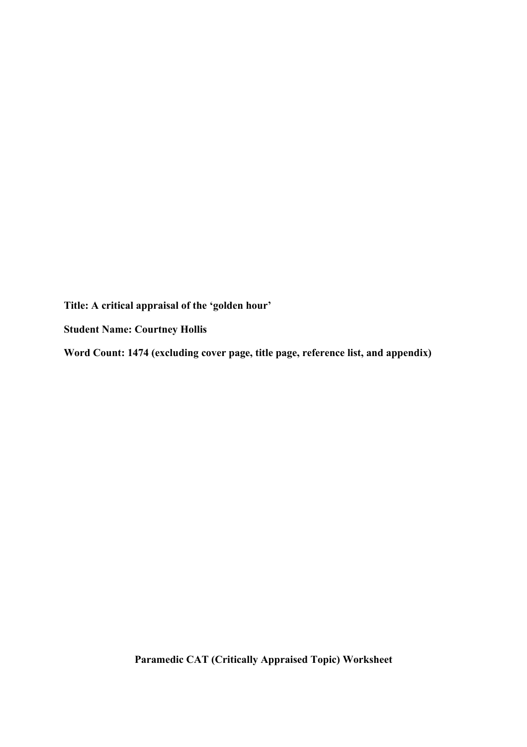**Title: A critical appraisal of the 'golden hour'**

**Student Name: Courtney Hollis**

**Word Count: 1474 (excluding cover page, title page, reference list, and appendix)**

**Paramedic CAT (Critically Appraised Topic) Worksheet**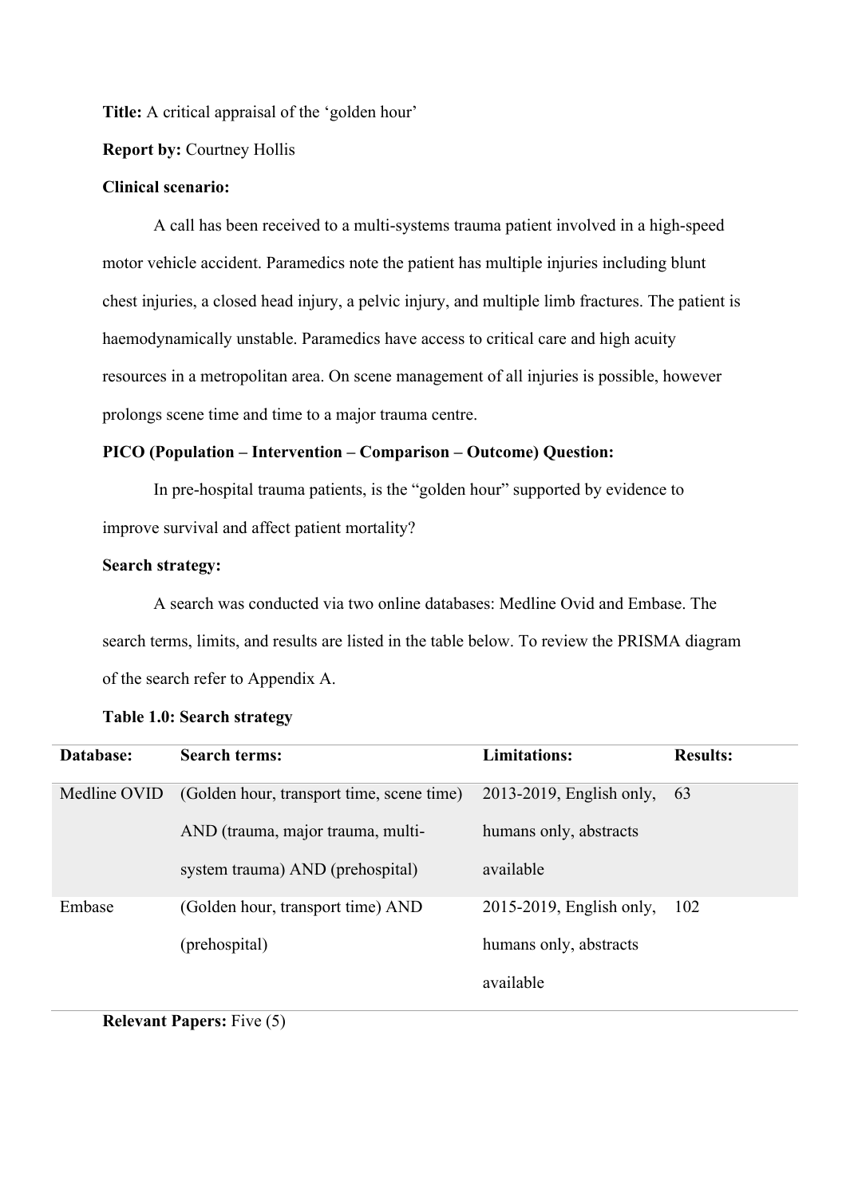**Title:** A critical appraisal of the 'golden hour'

**Report by:** Courtney Hollis

**Clinical scenario:**

A call has been received to a multi-systems trauma patient involved in a high-speed motor vehicle accident. Paramedics note the patient has multiple injuries including blunt chest injuries, a closed head injury, a pelvic injury, and multiple limb fractures. The patient is haemodynamically unstable. Paramedics have access to critical care and high acuity resources in a metropolitan area. On scene management of all injuries is possible, however prolongs scene time and time to a major trauma centre.

**PICO (Population – Intervention – Comparison – Outcome) Question:**

In pre-hospital trauma patients, is the "golden hour" supported by evidence to improve survival and affect patient mortality?

**Search strategy:**

A search was conducted via two online databases: Medline Ovid and Embase. The search terms, limits, and results are listed in the table below. To review the PRISMA diagram of the search refer to Appendix A.

**Table 1.0: Search strategy**

| Database: | Search terms: | Limitations: | Results: |
|---|---|---|---|
| Medline OVID | (Golden hour, transport time, scene time) AND (trauma, major trauma, multi-system trauma) AND (prehospital) | 2013-2019, English only, humans only, abstracts available | 63 |
| Embase | (Golden hour, transport time) AND (prehospital) | 2015-2019, English only, humans only, abstracts available | 102 |

**Relevant Papers:** Five (5)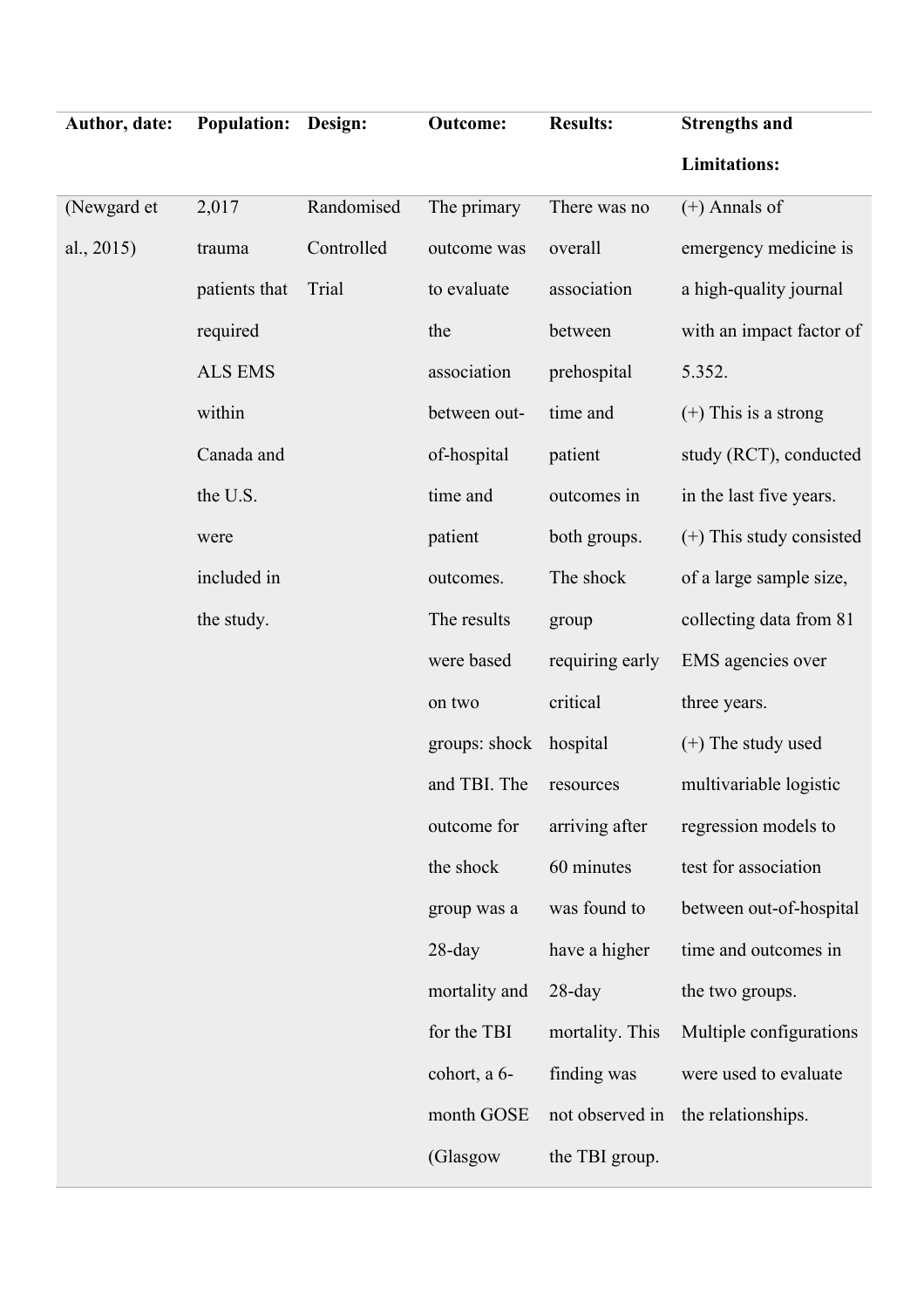| Author, date: | Population: | Design: | Outcome: | Results: | Strengths and Limitations: |
|---|---|---|---|---|---|
| (Newgard et al., 2015) | 2,017 trauma patients that required ALS EMS within Canada and the U.S. were included in the study. | Randomised Controlled Trial | The primary outcome was to evaluate the association between out-of-hospital time and patient outcomes. The results were based on two groups: shock and TBI. The outcome for the shock group was a 28-day mortality and for the TBI cohort, a 6-month GOSE (Glasgow | There was no overall association between prehospital time and patient outcomes in both groups. The shock group requiring early critical hospital resources arriving after 60 minutes was found to have a higher 28-day mortality. This finding was not observed in the TBI group. | (+) Annals of emergency medicine is a high-quality journal with an impact factor of 5.352.<br>(+) This is a strong study (RCT), conducted in the last five years.<br>(+) This study consisted of a large sample size, collecting data from 81 EMS agencies over three years.<br>(+) The study used multivariable logistic regression models to test for association between out-of-hospital time and outcomes in the two groups. Multiple configurations were used to evaluate the relationships. |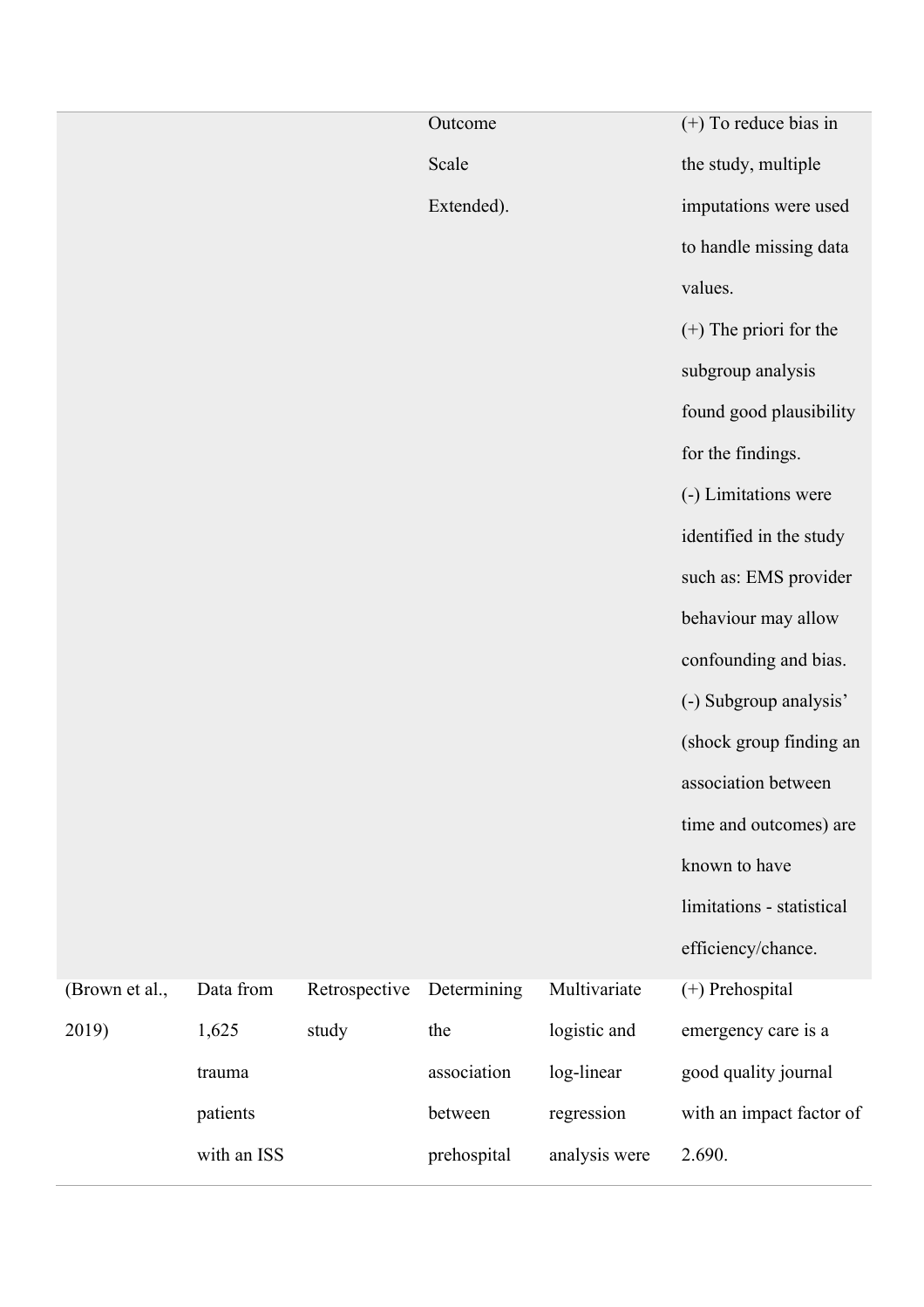| | | | | | |
|---|---|---|---|---|---|
| | | | Outcome Scale Extended). | | (+) To reduce bias in the study, multiple imputations were used to handle missing data values.<br>(+) The priori for the subgroup analysis found good plausibility for the findings.<br>(-) Limitations were identified in the study such as: EMS provider behaviour may allow confounding and bias.<br>(-) Subgroup analysis' (shock group finding an association between time and outcomes) are known to have limitations - statistical efficiency/chance. |
| (Brown et al., 2019) | Data from 1,625 trauma patients with an ISS | Retrospective study | Determining the association between prehospital | Multivariate logistic and log-linear regression analysis were | (+) Prehospital emergency care is a good quality journal with an impact factor of 2.690. |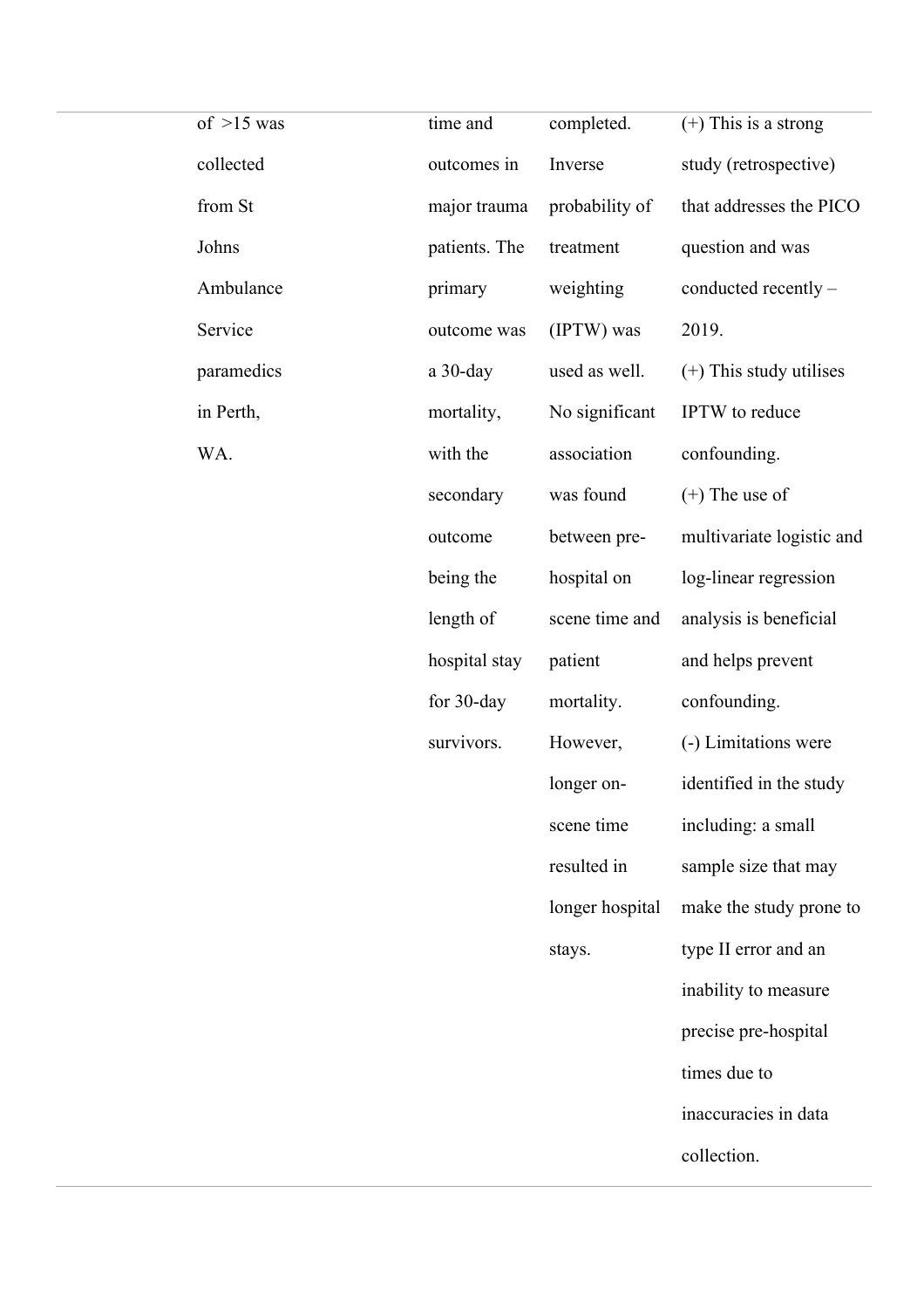|  | of >15 was collected from St Johns Ambulance Service paramedics in Perth, WA. | time and outcomes in major trauma patients. The primary outcome was a 30-day mortality, with the secondary outcome being the length of hospital stay for 30-day survivors. | completed. Inverse probability of treatment weighting (IPTW) was used as well. No significant association was found between pre-hospital on scene time and patient mortality. However, longer on-scene time resulted in longer hospital stays. | (+) This is a strong study (retrospective) that addresses the PICO question and was conducted recently – 2019. (+) This study utilises IPTW to reduce confounding. (+) The use of multivariate logistic and log-linear regression analysis is beneficial and helps prevent confounding. (-) Limitations were identified in the study including: a small sample size that may make the study prone to type II error and an inability to measure precise pre-hospital times due to inaccuracies in data collection. |
|---|---|---|---|---|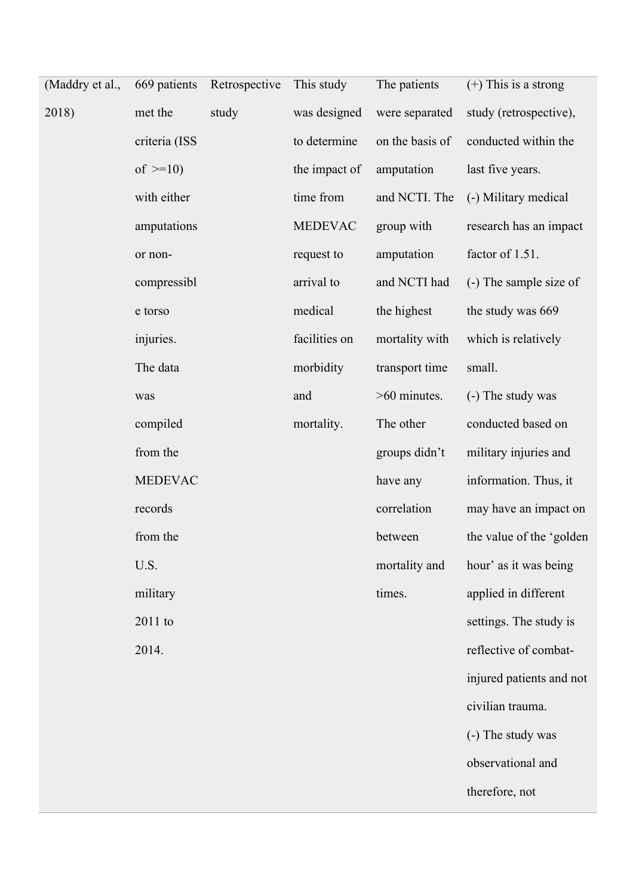| (Maddry et al., 2018) | 669 patients met the criteria (ISS of >=10) with either amputations or non-compressible torso injuries. The data was compiled from the MEDEVAC records from the U.S. military 2011 to 2014. | Retrospective study | This study was designed to determine the impact of time from MEDEVAC request to arrival to medical facilities on morbidity and mortality. | The patients were separated on the basis of amputation and NCTI. The group with amputation and NCTI had the highest mortality with transport time >60 minutes. The other groups didn't have any correlation between mortality and times. | (+) This is a strong study (retrospective), conducted within the last five years.<br>(-) Military medical research has an impact factor of 1.51.<br>(-) The sample size of the study was 669 which is relatively small.<br>(-) The study was conducted based on military injuries and information. Thus, it may have an impact on the value of the 'golden hour' as it was being applied in different settings. The study is reflective of combat-injured patients and not civilian trauma.<br>(-) The study was observational and therefore, not |
|---|---|---|---|---|---|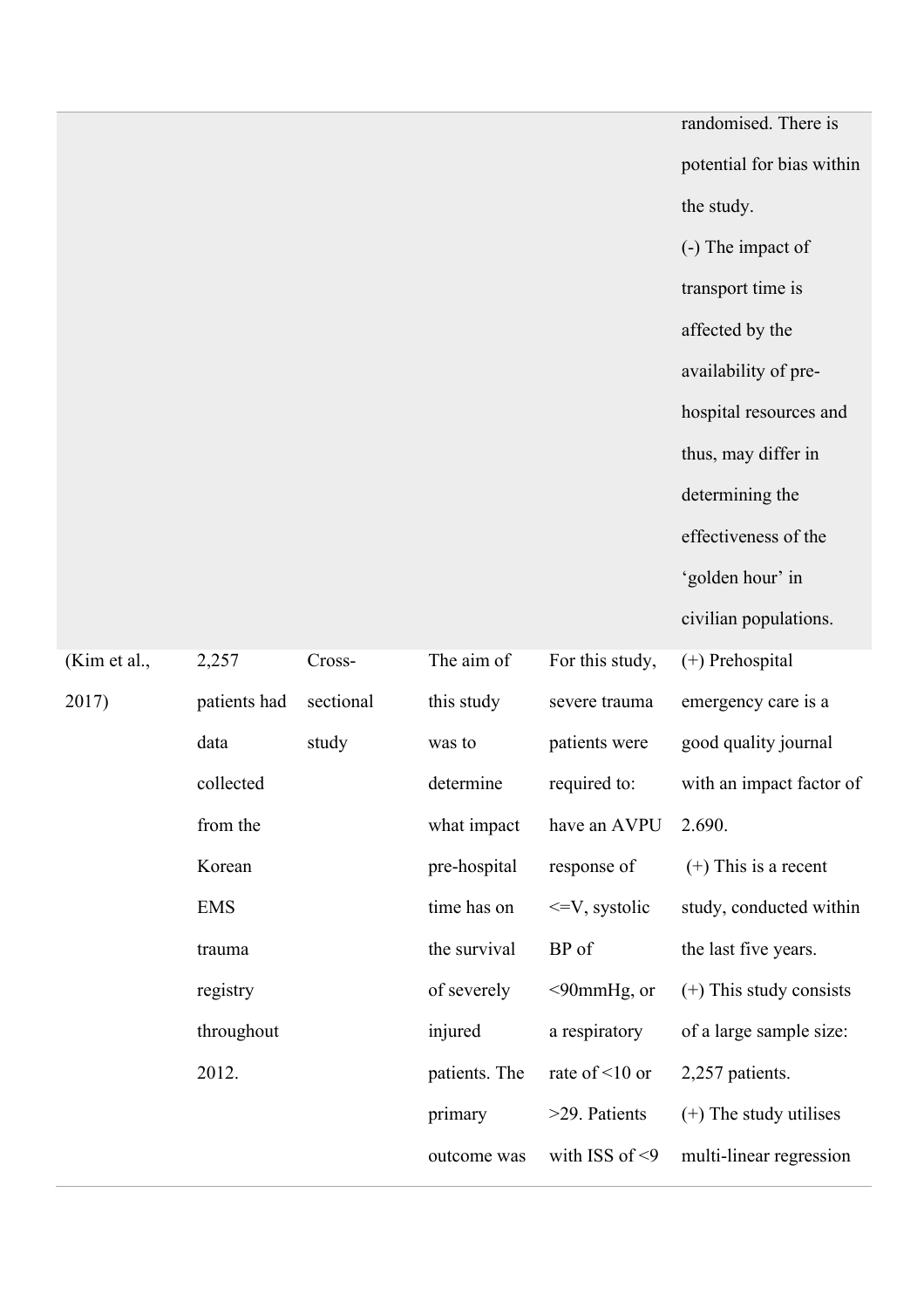| | | | | | |
|---|---|---|---|---|---|
| | | | | | randomised. There is potential for bias within the study.<br>(-) The impact of transport time is affected by the availability of pre-hospital resources and thus, may differ in determining the effectiveness of the 'golden hour' in civilian populations. |
| (Kim et al., 2017) | 2,257 patients had data collected from the Korean EMS trauma registry throughout 2012. | Cross-sectional study | The aim of this study was to determine what impact pre-hospital time has on the survival of severely injured patients. The primary outcome was | For this study, severe trauma patients were required to: have an AVPU response of <=V, systolic BP of <90mmHg, or a respiratory rate of <10 or >29. Patients with ISS of <9 | (+) Prehospital emergency care is a good quality journal with an impact factor of 2.690.<br>(+) This is a recent study, conducted within the last five years.<br>(+) This study consists of a large sample size: 2,257 patients.<br>(+) The study utilises multi-linear regression |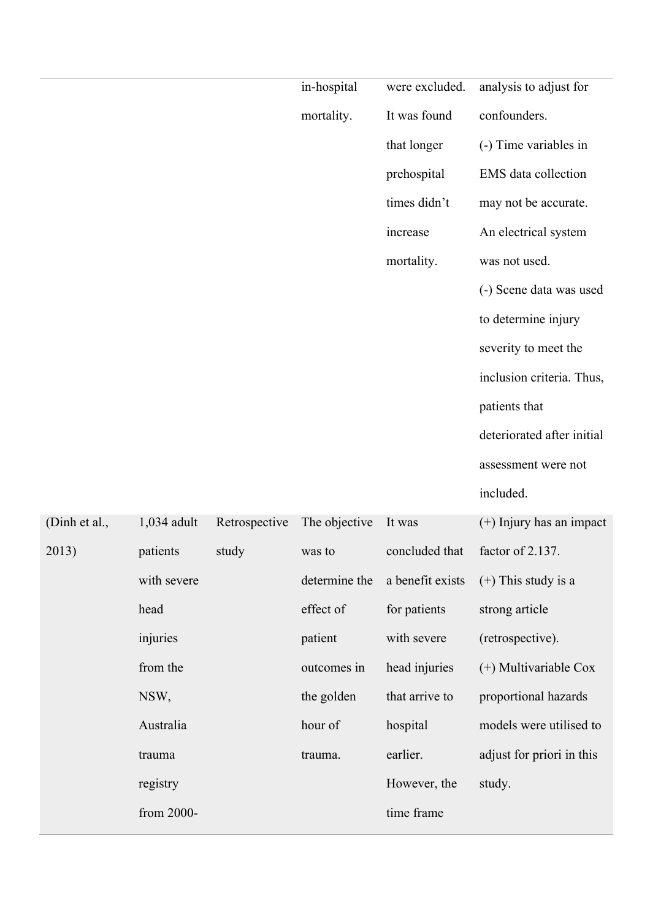| | | | | | |
|---|---|---|---|---|---|
| | | | in-hospital mortality. | were excluded. It was found that longer prehospital times didn't increase mortality. | analysis to adjust for confounders.<br>(-) Time variables in EMS data collection may not be accurate. An electrical system was not used.<br>(-) Scene data was used to determine injury severity to meet the inclusion criteria. Thus, patients that deteriorated after initial assessment were not included. |
| (Dinh et al., 2013) | 1,034 adult patients with severe head injuries from the NSW, Australia trauma registry from 2000- | Retrospective study | The objective was to determine the effect of patient outcomes in the golden hour of trauma. | It was concluded that a benefit exists for patients with severe head injuries that arrive to hospital earlier. However, the time frame | (+) Injury has an impact factor of 2.137.<br>(+) This study is a strong article (retrospective).<br>(+) Multivariable Cox proportional hazards models were utilised to adjust for priori in this study. |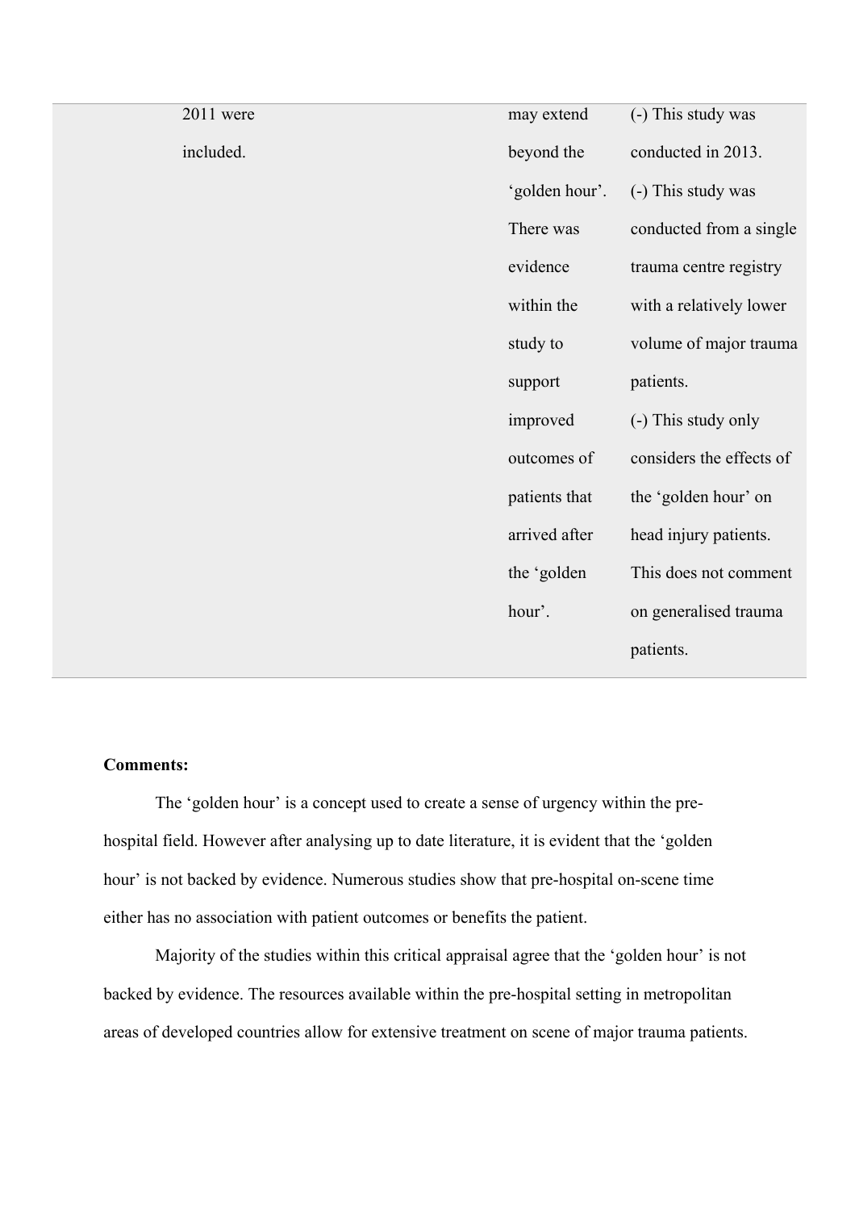| | | | |
|---|---|---|---|
| 2011 were included. | | may extend beyond the 'golden hour'. There was evidence within the study to support improved outcomes of patients that arrived after the 'golden hour'. | (-) This study was conducted in 2013. (-) This study was conducted from a single trauma centre registry with a relatively lower volume of major trauma patients. (-) This study only considers the effects of the 'golden hour' on head injury patients. This does not comment on generalised trauma patients. |

**Comments:**

The 'golden hour' is a concept used to create a sense of urgency within the pre-hospital field. However after analysing up to date literature, it is evident that the 'golden hour' is not backed by evidence. Numerous studies show that pre-hospital on-scene time either has no association with patient outcomes or benefits the patient.

Majority of the studies within this critical appraisal agree that the 'golden hour' is not backed by evidence. The resources available within the pre-hospital setting in metropolitan areas of developed countries allow for extensive treatment on scene of major trauma patients.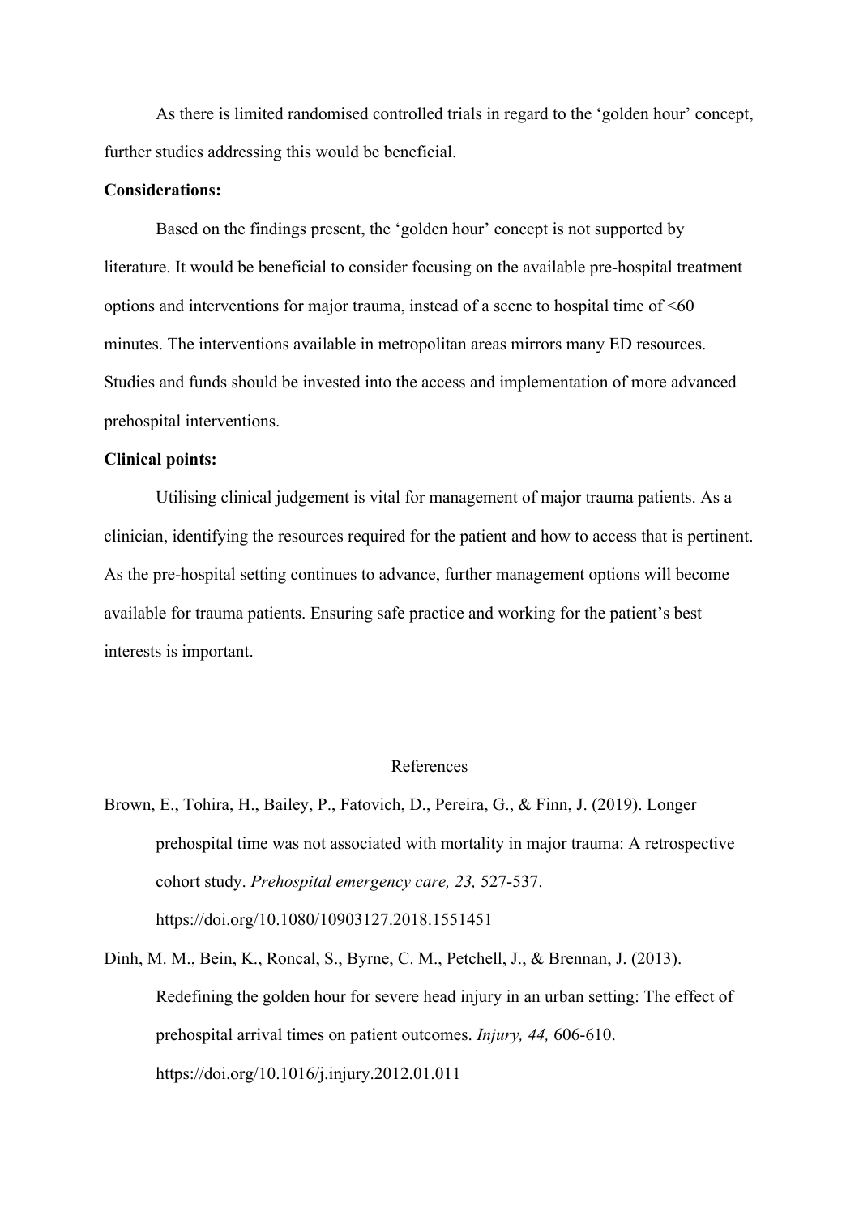As there is limited randomised controlled trials in regard to the 'golden hour' concept, further studies addressing this would be beneficial.

**Considerations:**

Based on the findings present, the 'golden hour' concept is not supported by literature. It would be beneficial to consider focusing on the available pre-hospital treatment options and interventions for major trauma, instead of a scene to hospital time of <60 minutes. The interventions available in metropolitan areas mirrors many ED resources. Studies and funds should be invested into the access and implementation of more advanced prehospital interventions.

**Clinical points:**

Utilising clinical judgement is vital for management of major trauma patients. As a clinician, identifying the resources required for the patient and how to access that is pertinent. As the pre-hospital setting continues to advance, further management options will become available for trauma patients. Ensuring safe practice and working for the patient's best interests is important.

## References

Brown, E., Tohira, H., Bailey, P., Fatovich, D., Pereira, G., & Finn, J. (2019). Longer prehospital time was not associated with mortality in major trauma: A retrospective cohort study. *Prehospital emergency care, 23,* 527-537. https://doi.org/10.1080/10903127.2018.1551451

Dinh, M. M., Bein, K., Roncal, S., Byrne, C. M., Petchell, J., & Brennan, J. (2013). Redefining the golden hour for severe head injury in an urban setting: The effect of prehospital arrival times on patient outcomes. *Injury, 44,* 606-610. https://doi.org/10.1016/j.injury.2012.01.011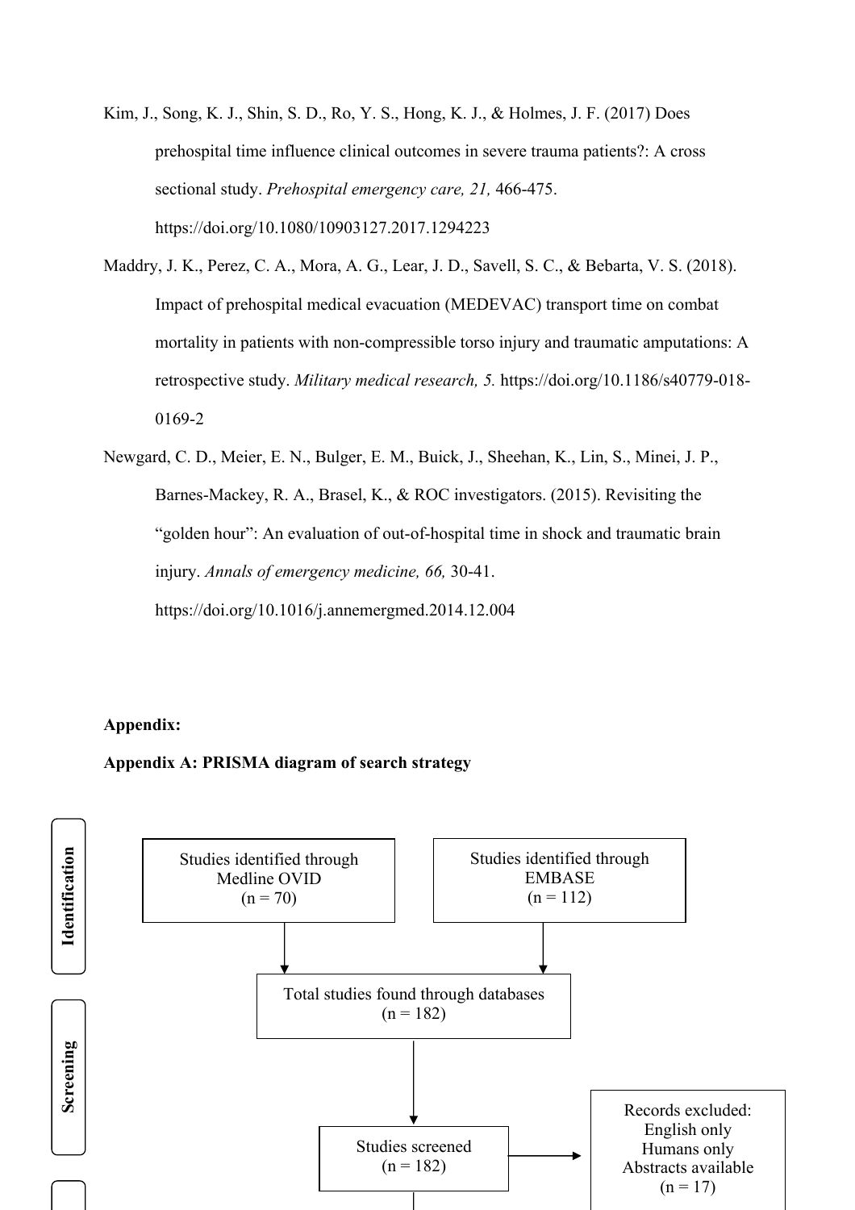Kim, J., Song, K. J., Shin, S. D., Ro, Y. S., Hong, K. J., & Holmes, J. F. (2017) Does prehospital time influence clinical outcomes in severe trauma patients?: A cross sectional study. *Prehospital emergency care, 21,* 466-475. https://doi.org/10.1080/10903127.2017.1294223

Maddry, J. K., Perez, C. A., Mora, A. G., Lear, J. D., Savell, S. C., & Bebarta, V. S. (2018). Impact of prehospital medical evacuation (MEDEVAC) transport time on combat mortality in patients with non-compressible torso injury and traumatic amputations: A retrospective study. *Military medical research, 5.* https://doi.org/10.1186/s40779-018-0169-2

Newgard, C. D., Meier, E. N., Bulger, E. M., Buick, J., Sheehan, K., Lin, S., Minei, J. P., Barnes-Mackey, R. A., Brasel, K., & ROC investigators. (2015). Revisiting the “golden hour”: An evaluation of out-of-hospital time in shock and traumatic brain injury. *Annals of emergency medicine, 66,* 30-41. https://doi.org/10.1016/j.annemergmed.2014.12.004

**Appendix:**

**Appendix A: PRISMA diagram of search strategy**

Identification

Studies identified through Medline OVID (n = 70)

Studies identified through EMBASE (n = 112)

Total studies found through databases (n = 182)

Screening

Studies screened (n = 182)

Records excluded: English only Humans only Abstracts available (n = 17)